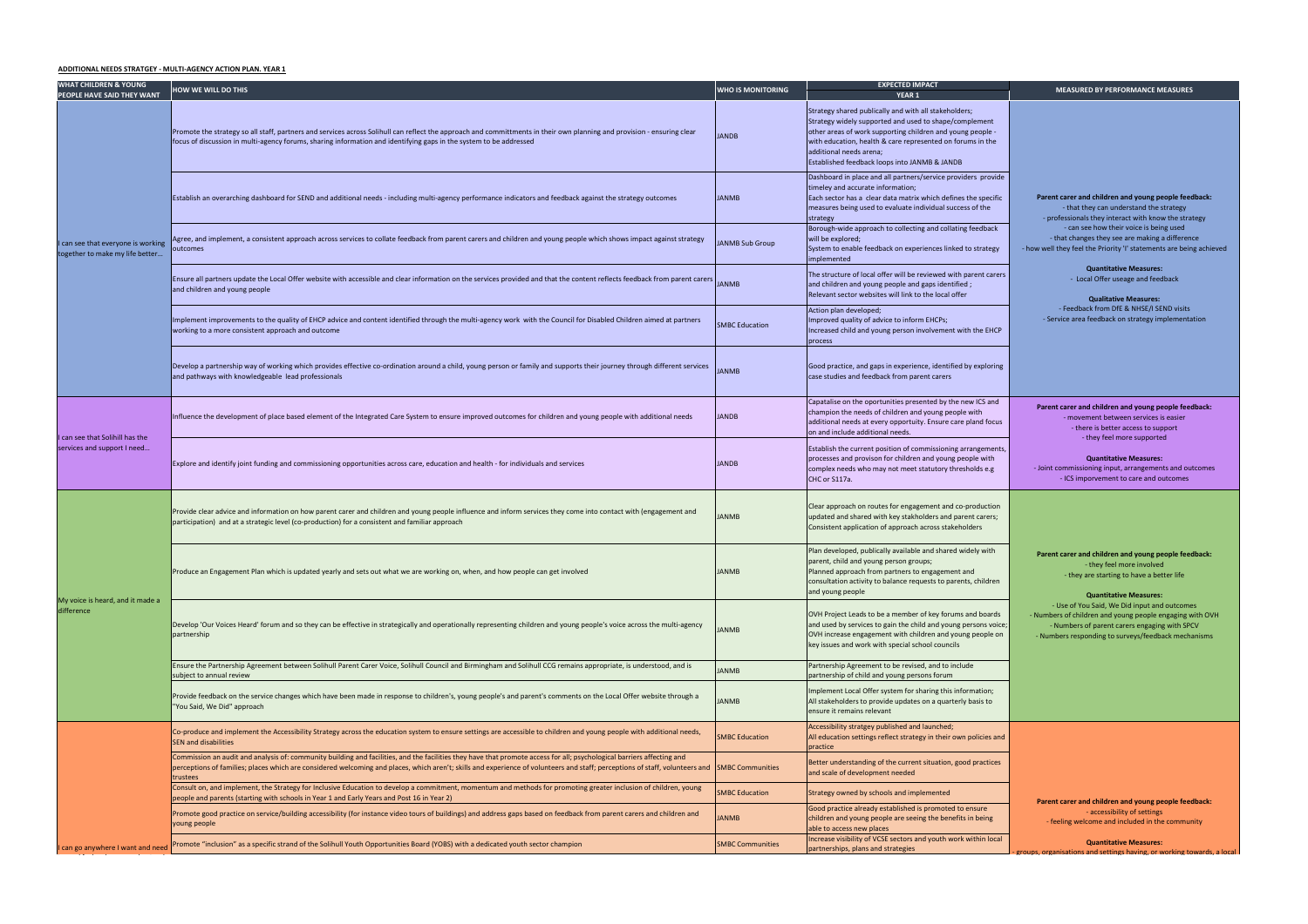**ADDITIONAL NEEDS STRATEGY - MULTI-AGENCY ACTION PLAN. YEAR 1**

| WHAT CHILDREN & YOUNG PEOPLE HAVE SAID THEY WANT | HOW WE WILL DO THIS | WHO IS MONITORING | EXPECTED IMPACT YEAR 1 | MEASURED BY PERFORMANCE MEASURES |
|---|---|---|---|---|
| I can see that everyone is working together to make my life better… | Promote the strategy so all staff, partners and services across Solihull can reflect the approach and committments in their own planning and provision - ensuring clear focus of discussion in multi-agency forums, sharing information and identifying gaps in the system to be addressed | JANDB | Strategy shared publically and with all stakeholders; Strategy widely supported and used to shape/complement other areas of work supporting children and young people - with education, health & care represented on forums in the additional needs arena; Established feedback loops into JANMB & JANDB | **Parent carer and children and young people feedback:** - that they can understand the strategy - professionals they interact with know the strategy - can see how their voice is being used - that changes they see are making a difference - how well they feel the Priority 'I' statements are being achieved **Quantitative Measures:** - Local Offer useage and feedback **Qualitative Measures:** - Feedback from DfE & NHSE/I SEND visits - Service area feedback on strategy implementation |
| | Establish an overarching dashboard for SEND and additional needs - including multi-agency performance indicators and feedback against the strategy outcomes | JANMB | Dashboard in place and all partners/service providers provide timeley and accurate information; Each sector has a clear data matrix which defines the specific measures being used to evaluate individual success of the strategy | |
| | Agree, and implement, a consistent approach across services to collate feedback from parent carers and children and young people which shows impact against strategy outcomes | JANMB Sub Group | Borough-wide approach to collecting and collating feedback will be explored; System to enable feedback on experiences linked to strategy implemented | |
| | Ensure all partners update the Local Offer website with accessible and clear information on the services provided and that the content reflects feedback from parent carers and children and young people | JANMB | The structure of local offer will be reviewed with parent carers and children and young people and gaps identified ; Relevant sector websites will link to the local offer | |
| | Implement improvements to the quality of EHCP advice and content identified through the multi-agency work with the Council for Disabled Children aimed at partners working to a more consistent approach and outcome | SMBC Education | Action plan developed; Improved quality of advice to inform EHCPs; Increased child and young person involvement with the EHCP process | |
| | Develop a partnership way of working which provides effective co-ordination around a child, young person or family and supports their journey through different services and pathways with knowledgeable lead professionals | JANMB | Good practice, and gaps in experience, identified by exploring case studies and feedback from parent carers | |
| I can see that Solihull has the services and support I need… | Influence the development of place based element of the Integrated Care System to ensure improved outcomes for children and young people with additional needs | JANDB | Capatalise on the oportunities presented by the new ICS and champion the needs of children and young people with additional needs at every opportunity. Ensure care pland focus on and include additional needs. | **Parent carer and children and young people feedback:** - movement between services is easier - there is better access to support - they feel more supported **Quantitative Measures:** - Joint commissioning input, arrangements and outcomes - ICS imporvement to care and outcomes |
| | Explore and identify joint funding and commissioning opportunities across care, education and health - for individuals and services | JANDB | Establish the current position of commissioning arrangements, processes and provison for children and young people with complex needs who may not meet statutory thresholds e.g CHC or S117a. | |
| My voice is heard, and it made a difference | Provide clear advice and information on how parent carer and children and young people influence and inform services they come into contact with (engagement and participation) and at a strategic level (co-production) for a consistent and familiar approach | JANMB | Clear approach on routes for engagement and co-production updated and shared with key stakholders and parent carers; Consistent application of approach across stakeholders | **Parent carer and children and young people feedback:** - they feel more involved - they are starting to have a better life **Quantitative Measures:** - Use of You Said, We Did input and outcomes - Numbers of children and young people engaging with OVH - Numbers of parent carers engaging with SPCV - Numbers responding to surveys/feedback mechanisms |
| | Produce an Engagement Plan which is updated yearly and sets out what we are working on, when, and how people can get involved | JANMB | Plan developed, publically available and shared widely with parent, child and young person groups; Planned approach from partners to engagement and consultation activity to balance requests to parents, children and young people | |
| | Develop 'Our Voices Heard' forum and so they can be effective in strategically and operationally representing children and young people's voice across the multi-agency partnership | JANMB | OVH Project Leads to be a member of key forums and boards and used by services to gain the child and young persons voice; OVH increase engagement with children and young people on key issues and work with special school councils | |
| | Ensure the Partnership Agreement between Solihull Parent Carer Voice, Solihull Council and Birmingham and Solihull CCG remains appropriate, is understood, and is subject to annual review | JANMB | Partnership Agreement to be revised, and to include partnership of child and young persons forum | |
| | Provide feedback on the service changes which have been made in response to children's, young people's and parent's comments on the Local Offer website through a "You Said, We Did" approach | JANMB | Implement Local Offer system for sharing this information; All stakeholders to provide updates on a quarterly basis to ensure it remains relevant | |
| I can go anywhere I want and need | Co-produce and implement the Accessibility Strategy across the education system to ensure settings are accessible to children and young people with additional needs, SEN and disabilities | SMBC Education | Accessibility stratgey published and launched; All education settings reflect strategy in their own policies and practice | **Parent carer and children and young people feedback:** - accessibility of settings - feeling welcome and included in the community **Quantitative Measures:** - groups, organisations and settings having, or working towards, a local |
| | Commission an audit and analysis of: community building and facilities, and the facilities they have that promote access for all; psychological barriers affecting and perceptions of families; places which are considered welcoming and places, which aren't; skills and experience of volunteers and staff; perceptions of staff, volunteers and trustees | SMBC Communities | Better understanding of the current situation, good practices and scale of development needed | |
| | Consult on, and implement, the Strategy for Inclusive Education to develop a commitment, momentum and methods for promoting greater inclusion of children, young people and parents (starting with schools in Year 1 and Early Years and Post 16 in Year 2) | SMBC Education | Strategy owned by schools and implemented | |
| | Promote good practice on service/building accessibility (for instance video tours of buildings) and address gaps based on feedback from parent carers and children and young people | JANMB | Good practice already established is promoted to ensure children and young people are seeing the benefits in being able to access new places | |
| | Promote "inclusion" as a specific strand of the Solihull Youth Opportunities Board (YOBS) with a dedicated youth sector champion | SMBC Communities | Increase visibility of VCSE sectors and youth work within local partnerships, plans and strategies | |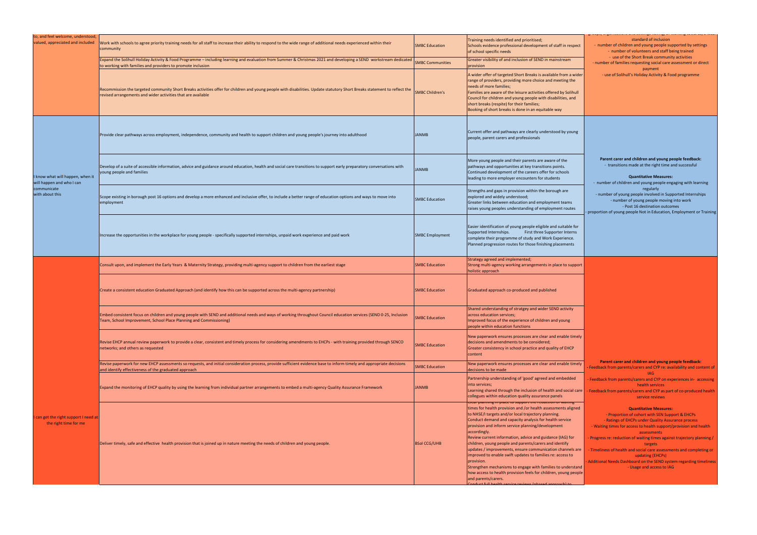| | | | | |
|---|---|---|---|---|
| to, and feel welcome, understood, valued, appreciated and included | Work with schools to agree priority training needs for all staff to increase their ability to respond to the wide range of additional needs experienced within their community | SMBC Education | Training needs identified and prioritised;<br>Schools evidence professional development of staff in respect of school specific needs | standard of inclusion<br>- number of children and young people supported by settings<br>- number of volunteers and staff being trained<br>- use of the Short Break community activities<br>- number of families requesting social care assessment or direct payment<br>- use of Solihull's Holiday Activity & Food programme |
| | Expand the Solihull Holiday Activity & Food Programme – including learning and evaluation from Summer & Christmas 2021 and developing a SEND workstream dedicated to working with families and providers to promote inclusion | SMBC Communities | Greater visibility of and inclusion of SEND in mainstream provision | |
| | Recommission the targeted community Short Breaks activities offer for children and young people with disabilities. Update statutory Short Breaks statement to reflect the revised arrangements and wider activities that are available | SMBC Children's | A wider offer of targeted Short Breaks is available from a wider range of providers, providing more choice and meeting the needs of more families;<br>Families are aware of the leisure activities offered by Solihull Council for children and young people with disabilities, and short breaks (respite) for their families;<br>Booking of short breaks is done in an equitable way | |
| I know what will happen, when it will happen and who I can communicate with about this | Provide clear pathways across employment, independence, community and health to support children and young people's journey into adulthood | JANMB | Current offer and pathways are clearly understood by young people, parent carers and professionals | **Parent carer and children and young people feedback:**<br>- transitions made at the right time and successful<br><br>**Quantitative Measures:**<br>- number of children and young people engaging with learning regularly<br>- number of young people involved in Supported Internships<br>- number of young people moving into work<br>- Post 16 destination outcomes<br>- proportion of young people Not in Education, Employment or Training |
| | Develop of a suite of accessible information, advice and guidance around education, health and social care transitions to support early preparatory conversations with young people and families | JANMB | More young people and their parents are aware of the pathways and opportunities at key transitions points.<br>Continued development of the careers offer for schools leading to more employer encounters for students | |
| | Scope existing in borough post 16 options and develop a more enhanced and inclusive offer, to include a better range of education options and ways to move into employment | SMBC Education | Strengths and gaps in provision within the borough are explored and widely understood;<br>Greater links between education and employment teams raises young peoples understanding of employment routes | |
| | Increase the opportunities in the workplace for young people - specifically supported internships, unpaid work experience and paid work | SMBC Employment | Easier identification of young people eligible and suitable for Supported Internships. First three Supporter Interns complete their programme of study and Work Experience.<br>Planned progression routes for those finishing placements | |
| I can get the right support I need at the right time for me | Consult upon, and implement the Early Years & Maternity Strategy, providing multi-agency support to children from the earliest stage | SMBC Education | Strategy agreed and implemented;<br>Strong multi-agency working arrangements in place to support holistic approach | **Parent carer and children and young people feedback:**<br>- Feedback from parents/carers and CYP re: availability and content of IAG<br>- Feedback from parents/carers and CYP on experiences in- accessing health services<br>- Feedback from parents/carers and CYP as part of co-produced health service reviews<br><br>**Quantitative Measures:**<br>- Proportion of cohort with SEN Support & EHCPs<br>- Ratings of EHCPs under Quality Assurance process<br>- Waiting times for access to health support/provision and health assessments<br>- Progress re: reduction of waiting times against trajectory planning / targets<br>- Timeliness of health and social care assessments and completing or updating (EHCPs)<br>- Additional Needs Dashboard on the SEND system regarding timeliness<br>- Usage and access to IAG |
| | Create a consistent education Graduated Approach (and identify how this can be supported across the multi-agency partnership) | SMBC Education | Graduated approach co-produced and published | |
| | Embed consistent focus on children and young people with SEND and additional needs and ways of working throughout Council education services (SEND 0-25, Inclusion Team, School Improvement, School Place Planning and Commissioning) | SMBC Education | Shared understanding of stratgey and wider SEND activity across education services;<br>Improved focus of the experience of children and young people within education functions | |
| | Revise EHCP annual review paperwork to provide a clear, consistent and timely process for considering amendments to EHCPs - with training provided through SENCO networks; and others as requested | SMBC Education | New paperwork ensures processes are clear and enable timely decisions and amendments to be considered;<br>Greater consistency in school practice and quality of EHCP content | |
| | Revise paperwork for new EHCP assessments so requests, and initial consideration process, provide sufficient evidence base to inform timely and appropriate decisions and identify effectiveness of the graduated approach | SMBC Education | New paperwork ensures processes are clear and enable timely decisions to be made | |
| | Expand the monitoring of EHCP quality by using the learning from individual partner arrangements to embed a multi-agency Quality Assurance Framework | JANMB | Partnership understanding of 'good' agreed and embedded into services;<br>Learning shared through the inclusion of health and social care collegues within education quality assurance panels | |
| | Deliver timely, safe and effective health provision that is joined up in nature meeting the needs of children and young people. | BSol CCG/UHB | Clear planning in place to support the reduction of waiting times for health provision and /or health assessments aligned to NHSE/I targets and/or local trajectory planning.<br>Conduct demand and capacity analysis for health service provision and inform service planning/development accordingly.<br>Review current information, advice and guidance (IAG) for children, young people and parents/carers and identify updates / improvements, ensure communication channels are improved to enable swift updates to families re: access to provision.<br>Strengthen mechanisms to engage with families to understand how access to health provision feels for children, young people and parents/carers.<br>Conduct full health service reviews (phased approach) to | |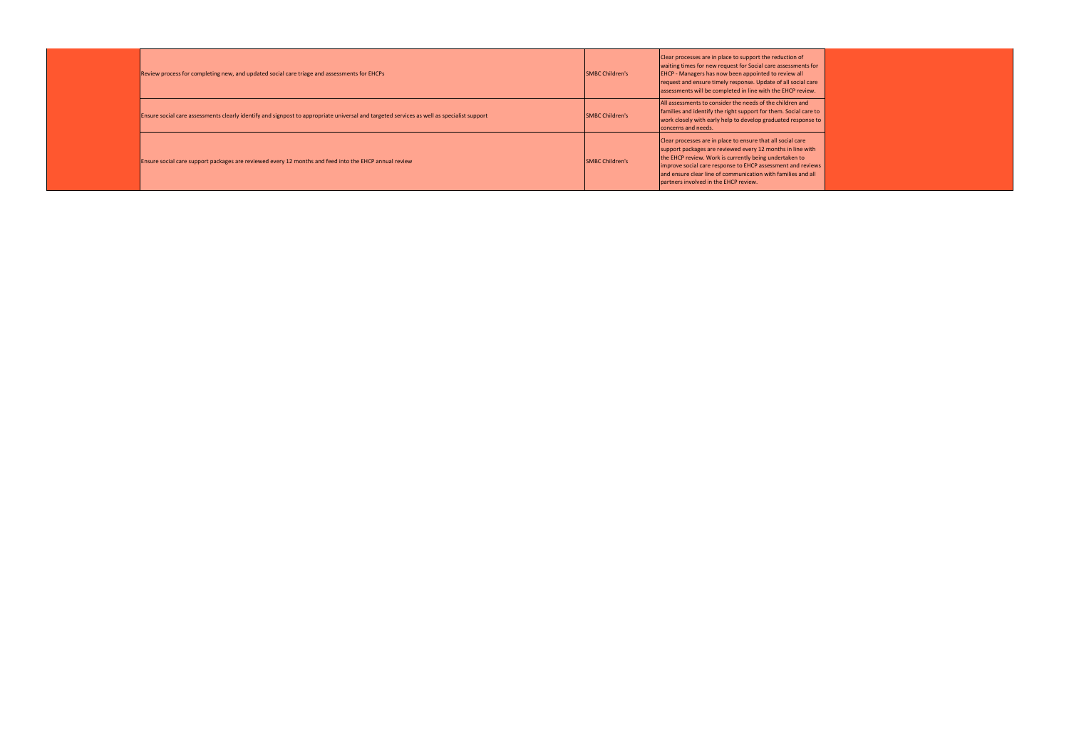| | | | | |
|---|---|---|---|---|
| | Review process for completing new, and updated social care triage and assessments for EHCPs | SMBC Children's | Clear processes are in place to support the reduction of waiting times for new request for Social care assessments for EHCP - Managers has now been appointed to review all request and ensure timely response. Update of all social care assessments will be completed in line with the EHCP review. | |
| | Ensure social care assessments clearly identify and signpost to appropriate universal and targeted services as well as specialist support | SMBC Children's | All assessments to consider the needs of the children and families and identify the right support for them. Social care to work closely with early help to develop graduated response to concerns and needs. | |
| | Ensure social care support packages are reviewed every 12 months and feed into the EHCP annual review | SMBC Children's | Clear processes are in place to ensure that all social care support packages are reviewed every 12 months in line with the EHCP review. Work is currently being undertaken to improve social care response to EHCP assessment and reviews and ensure clear line of communication with families and all partners involved in the EHCP review. | |